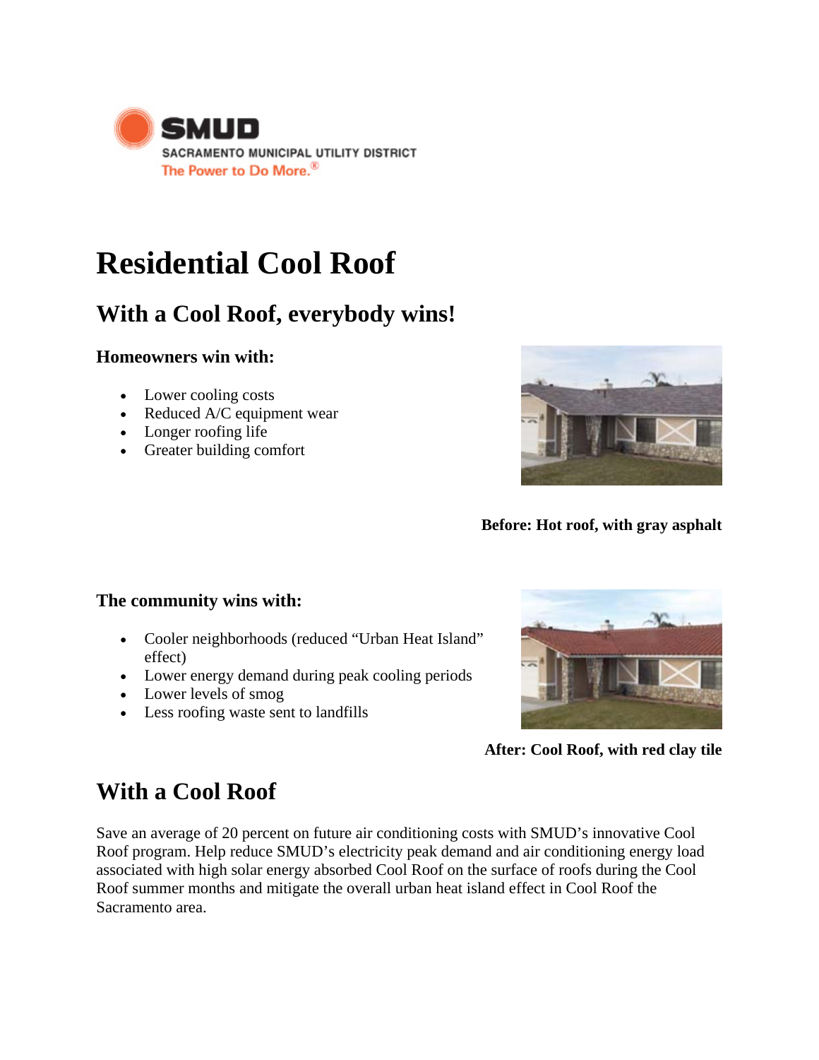SMUD
SACRAMENTO MUNICIPAL UTILITY DISTRICT
The Power to Do More.®

# Residential Cool Roof

## With a Cool Roof, everybody wins!

### Homeowners win with:

- Lower cooling costs
- Reduced A/C equipment wear
- Longer roofing life
- Greater building comfort

**Before: Hot roof, with gray asphalt**

### The community wins with:

- Cooler neighborhoods (reduced "Urban Heat Island" effect)
- Lower energy demand during peak cooling periods
- Lower levels of smog
- Less roofing waste sent to landfills

**After: Cool Roof, with red clay tile**

## With a Cool Roof

Save an average of 20 percent on future air conditioning costs with SMUD's innovative Cool Roof program. Help reduce SMUD's electricity peak demand and air conditioning energy load associated with high solar energy absorbed Cool Roof on the surface of roofs during the Cool Roof summer months and mitigate the overall urban heat island effect in Cool Roof the Sacramento area.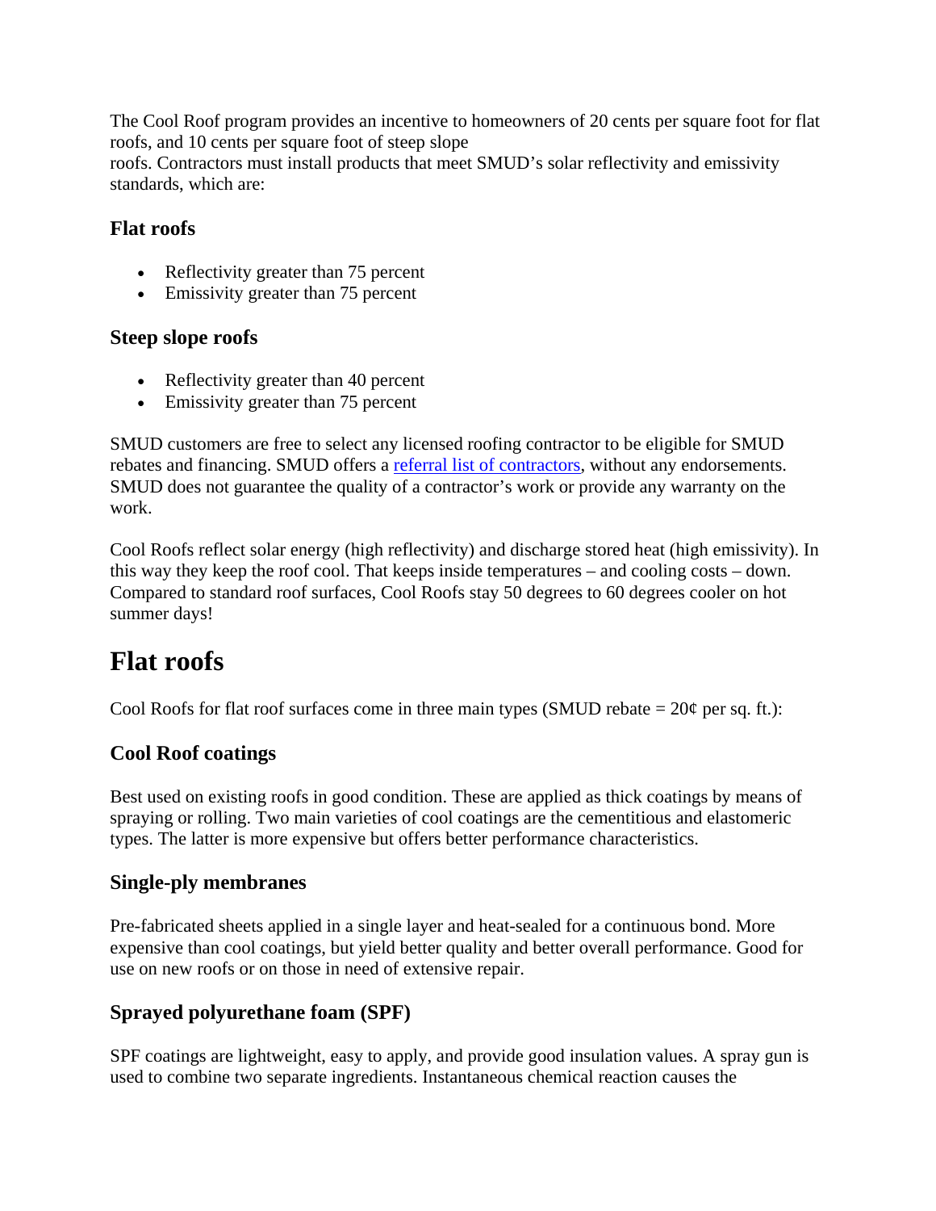The Cool Roof program provides an incentive to homeowners of 20 cents per square foot for flat roofs, and 10 cents per square foot of steep slope roofs. Contractors must install products that meet SMUD's solar reflectivity and emissivity standards, which are:

### Flat roofs

- Reflectivity greater than 75 percent
- Emissivity greater than 75 percent

### Steep slope roofs

- Reflectivity greater than 40 percent
- Emissivity greater than 75 percent

SMUD customers are free to select any licensed roofing contractor to be eligible for SMUD rebates and financing. SMUD offers a [referral list of contractors](), without any endorsements. SMUD does not guarantee the quality of a contractor's work or provide any warranty on the work.

Cool Roofs reflect solar energy (high reflectivity) and discharge stored heat (high emissivity). In this way they keep the roof cool. That keeps inside temperatures – and cooling costs – down. Compared to standard roof surfaces, Cool Roofs stay 50 degrees to 60 degrees cooler on hot summer days!

## Flat roofs

Cool Roofs for flat roof surfaces come in three main types (SMUD rebate = 20¢ per sq. ft.):

### Cool Roof coatings

Best used on existing roofs in good condition. These are applied as thick coatings by means of spraying or rolling. Two main varieties of cool coatings are the cementitious and elastomeric types. The latter is more expensive but offers better performance characteristics.

### Single-ply membranes

Pre-fabricated sheets applied in a single layer and heat-sealed for a continuous bond. More expensive than cool coatings, but yield better quality and better overall performance. Good for use on new roofs or on those in need of extensive repair.

### Sprayed polyurethane foam (SPF)

SPF coatings are lightweight, easy to apply, and provide good insulation values. A spray gun is used to combine two separate ingredients. Instantaneous chemical reaction causes the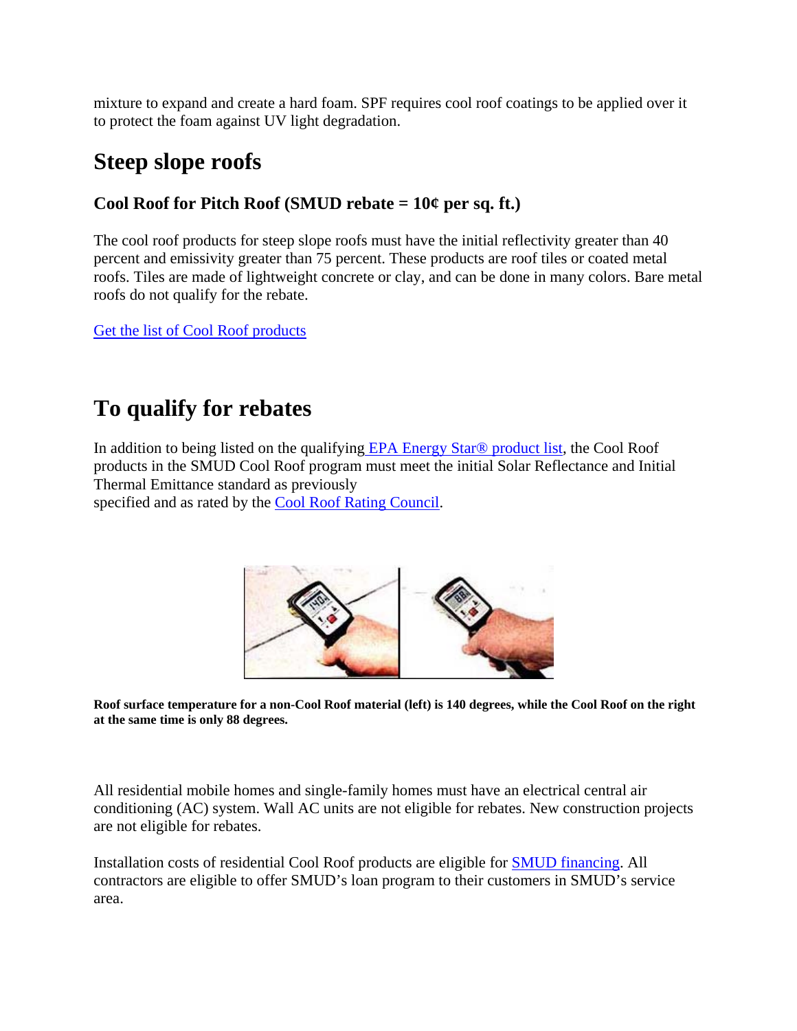mixture to expand and create a hard foam. SPF requires cool roof coatings to be applied over it to protect the foam against UV light degradation.

## Steep slope roofs

### Cool Roof for Pitch Roof (SMUD rebate = 10¢ per sq. ft.)

The cool roof products for steep slope roofs must have the initial reflectivity greater than 40 percent and emissivity greater than 75 percent. These products are roof tiles or coated metal roofs. Tiles are made of lightweight concrete or clay, and can be done in many colors. Bare metal roofs do not qualify for the rebate.

Get the list of Cool Roof products

## To qualify for rebates

In addition to being listed on the qualifying EPA Energy Star® product list, the Cool Roof products in the SMUD Cool Roof program must meet the initial Solar Reflectance and Initial Thermal Emittance standard as previously specified and as rated by the Cool Roof Rating Council.

**Roof surface temperature for a non-Cool Roof material (left) is 140 degrees, while the Cool Roof on the right at the same time is only 88 degrees.**

All residential mobile homes and single-family homes must have an electrical central air conditioning (AC) system. Wall AC units are not eligible for rebates. New construction projects are not eligible for rebates.

Installation costs of residential Cool Roof products are eligible for SMUD financing. All contractors are eligible to offer SMUD's loan program to their customers in SMUD's service area.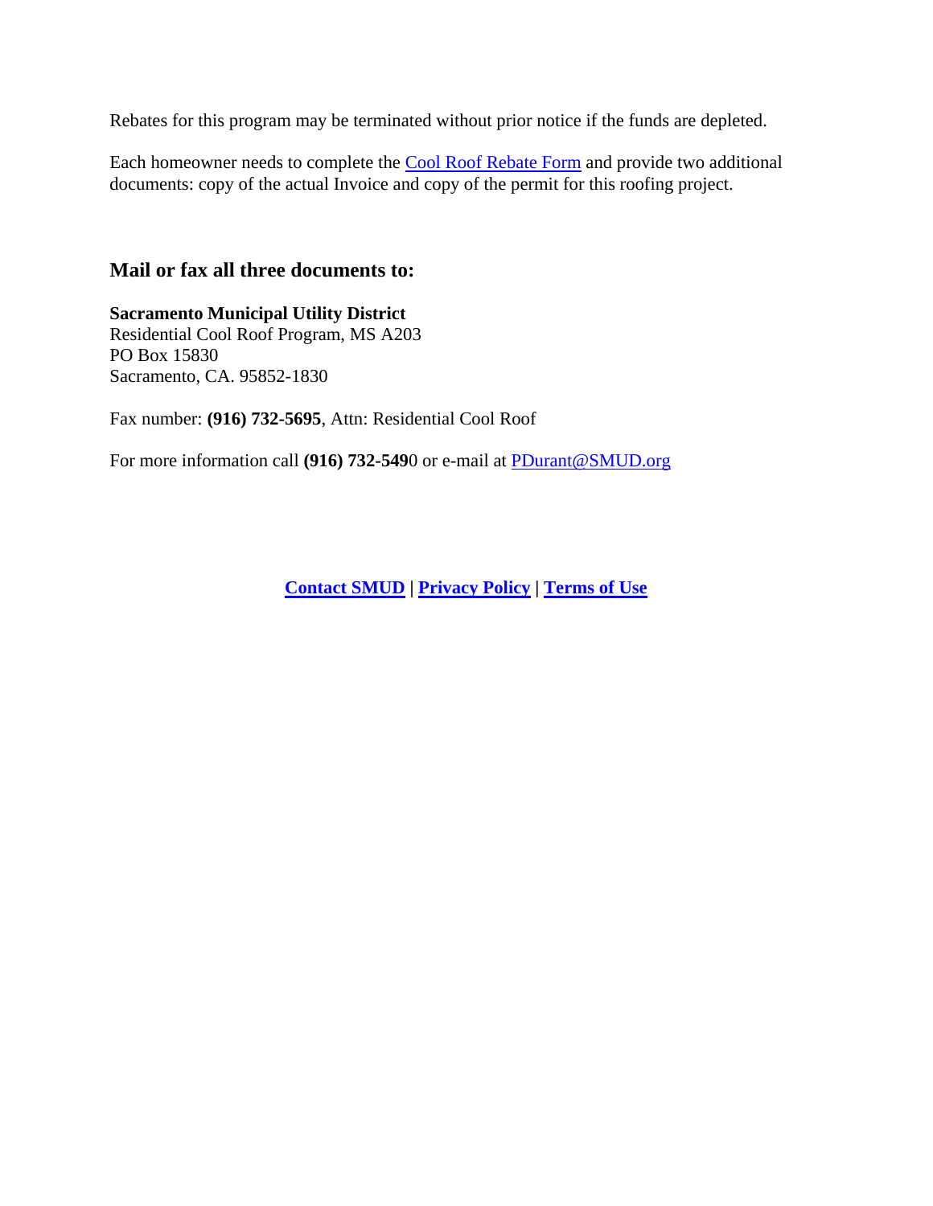Rebates for this program may be terminated without prior notice if the funds are depleted.

Each homeowner needs to complete the Cool Roof Rebate Form and provide two additional documents: copy of the actual Invoice and copy of the permit for this roofing project.

### Mail or fax all three documents to:

**Sacramento Municipal Utility District**
Residential Cool Roof Program, MS A203
PO Box 15830
Sacramento, CA. 95852-1830

Fax number: **(916) 732-5695**, Attn: Residential Cool Roof

For more information call **(916) 732-549**0 or e-mail at PDurant@SMUD.org

**Contact SMUD** | **Privacy Policy** | **Terms of Use**